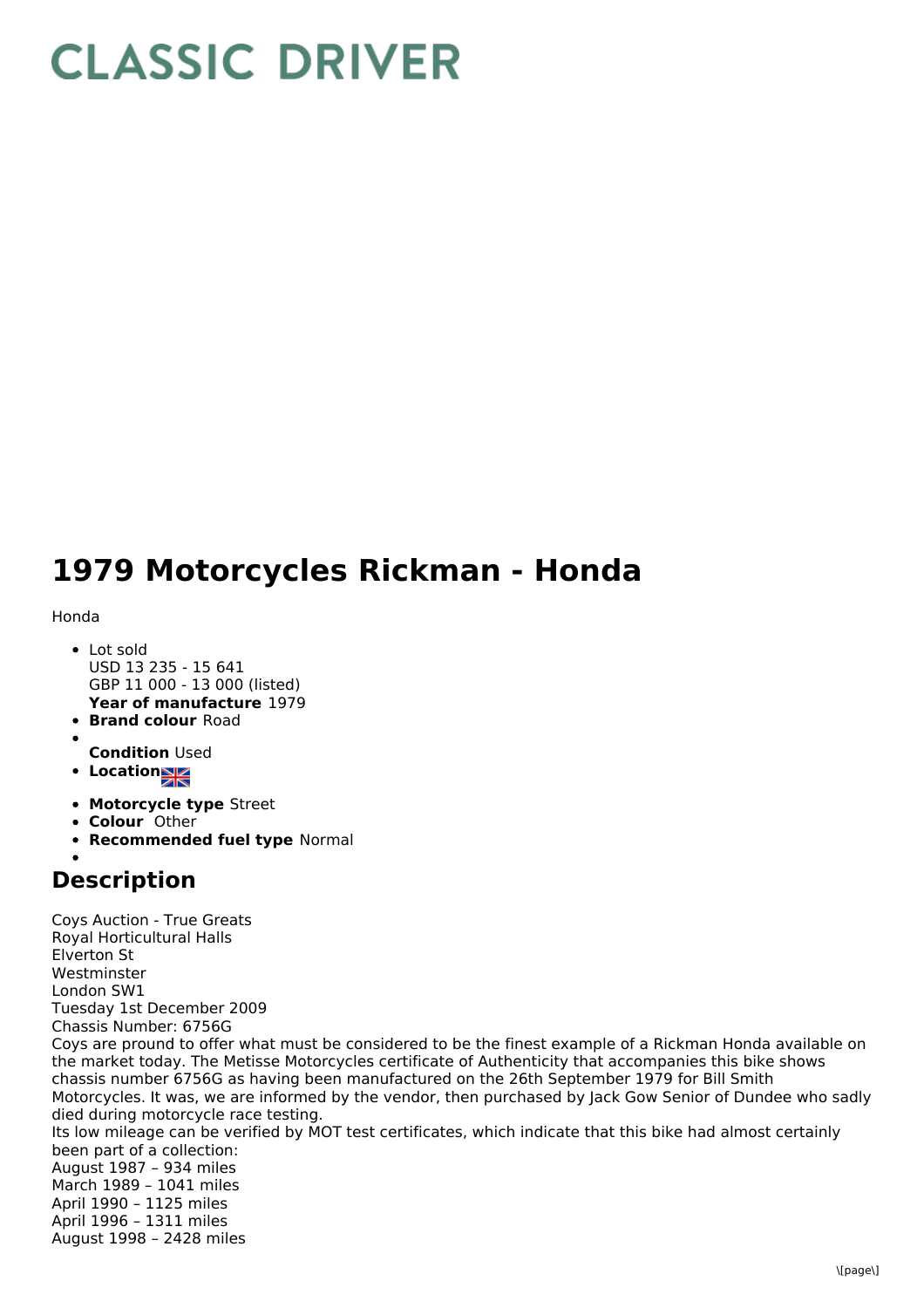# CLASSIC DRIVER

# 1979 Motorcycles Rickman - Honda

Honda

- Lot sold
  USD 13 235 - 15 641
  GBP 11 000 - 13 000 (listed)
  **Year of manufacture** 1979
- **Brand colour** Road
- 
  **Condition** Used
- **Location**
- **Motorcycle type** Street
- **Colour** Other
- **Recommended fuel type** Normal
- 

## Description

Coys Auction - True Greats
Royal Horticultural Halls
Elverton St
Westminster
London SW1
Tuesday 1st December 2009
Chassis Number: 6756G
Coys are pround to offer what must be considered to be the finest example of a Rickman Honda available on the market today. The Metisse Motorcycles certificate of Authenticity that accompanies this bike shows chassis number 6756G as having been manufactured on the 26th September 1979 for Bill Smith Motorcycles. It was, we are informed by the vendor, then purchased by Jack Gow Senior of Dundee who sadly died during motorcycle race testing.
Its low mileage can be verified by MOT test certificates, which indicate that this bike had almost certainly been part of a collection:
August 1987 – 934 miles
March 1989 – 1041 miles
April 1990 – 1125 miles
April 1996 – 1311 miles
August 1998 – 2428 miles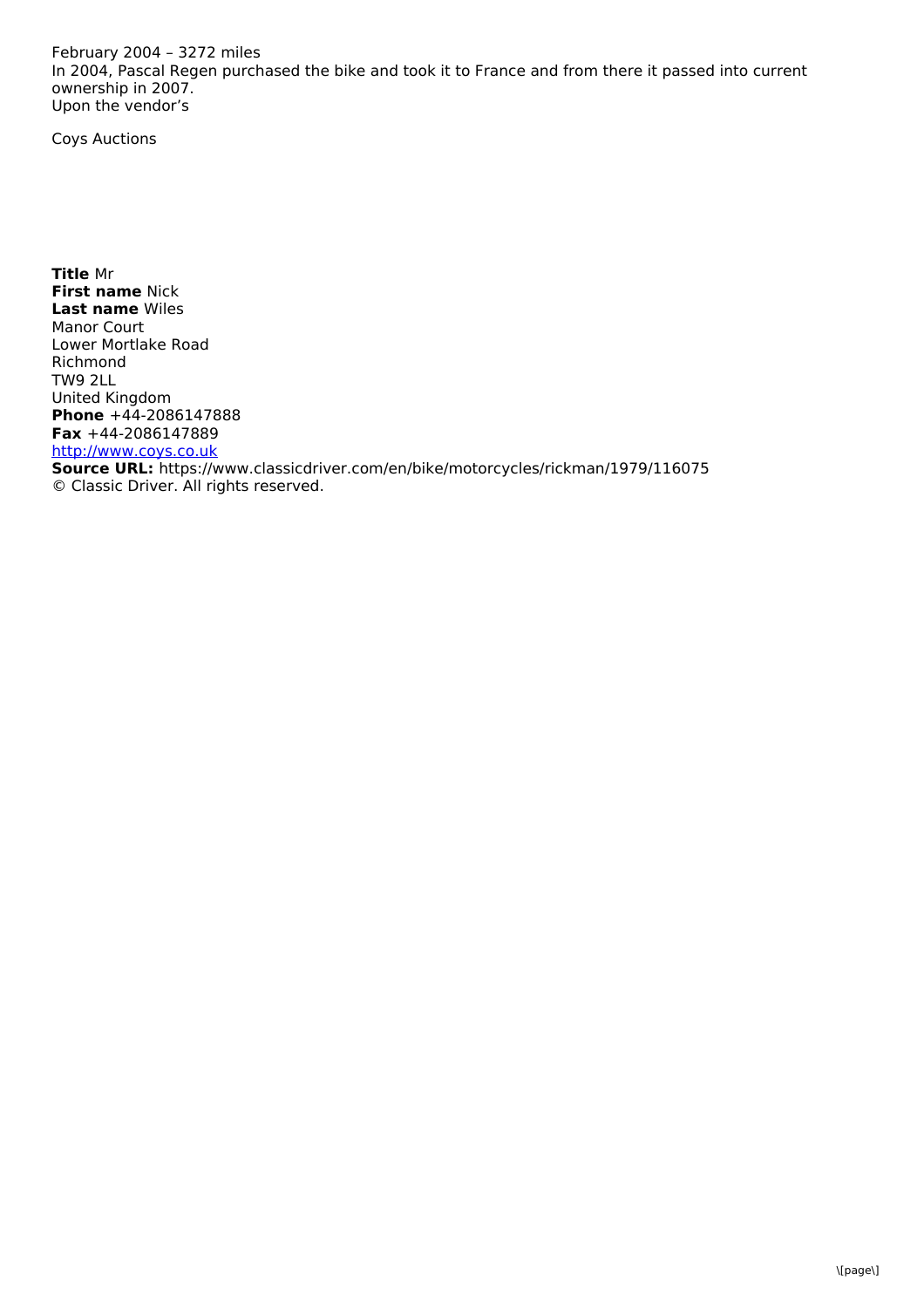February 2004 – 3272 miles
In 2004, Pascal Regen purchased the bike and took it to France and from there it passed into current ownership in 2007.
Upon the vendor's

Coys Auctions

**Title** Mr
**First name** Nick
**Last name** Wiles
Manor Court
Lower Mortlake Road
Richmond
TW9 2LL
United Kingdom
**Phone** +44-2086147888
**Fax** +44-2086147889
http://www.coys.co.uk
**Source URL:** https://www.classicdriver.com/en/bike/motorcycles/rickman/1979/116075
© Classic Driver. All rights reserved.